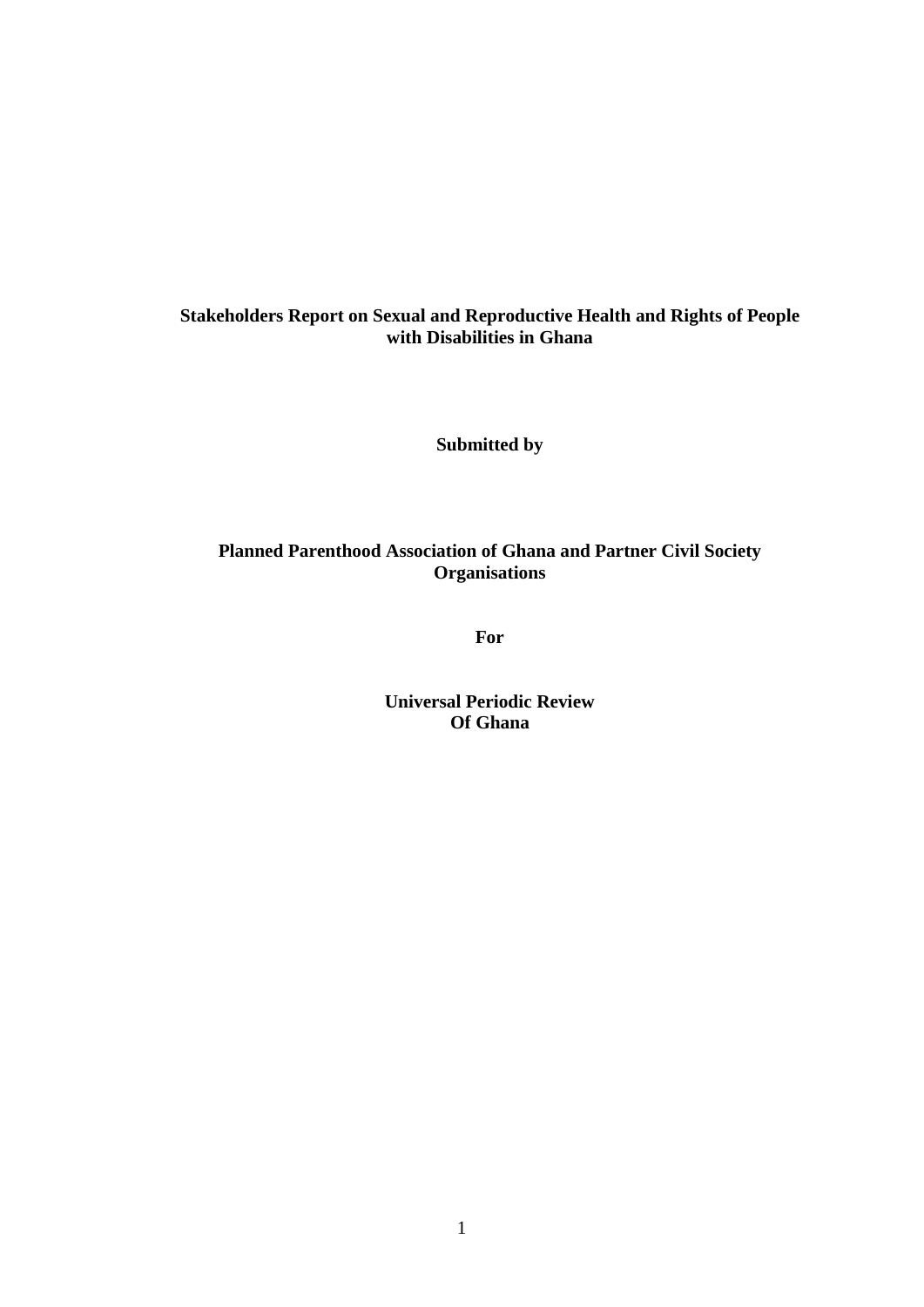# Stakeholders Report on Sexual and Reproductive Health and Rights of People with Disabilities in Ghana

**Submitted by**

**Planned Parenthood Association of Ghana and Partner Civil Society Organisations**

**For**

**Universal Periodic Review Of Ghana**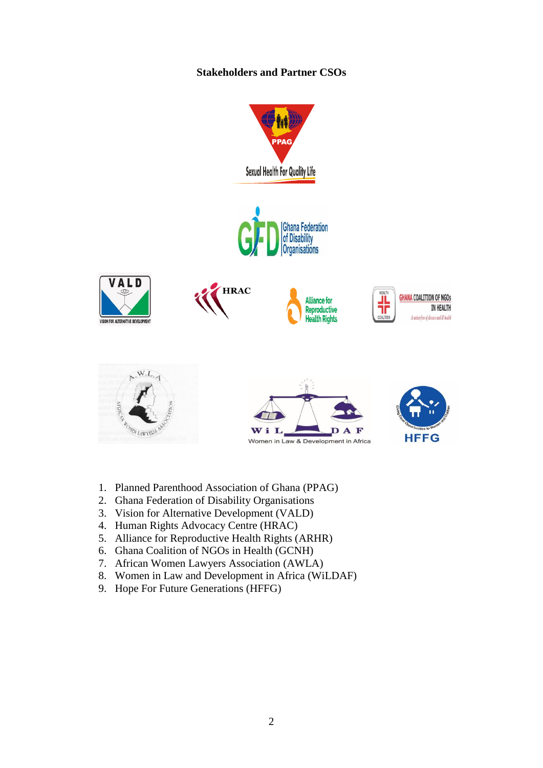**Stakeholders and Partner CSOs**

1. Planned Parenthood Association of Ghana (PPAG)
2. Ghana Federation of Disability Organisations
3. Vision for Alternative Development (VALD)
4. Human Rights Advocacy Centre (HRAC)
5. Alliance for Reproductive Health Rights (ARHR)
6. Ghana Coalition of NGOs in Health (GCNH)
7. African Women Lawyers Association (AWLA)
8. Women in Law and Development in Africa (WiLDAF)
9. Hope For Future Generations (HFFG)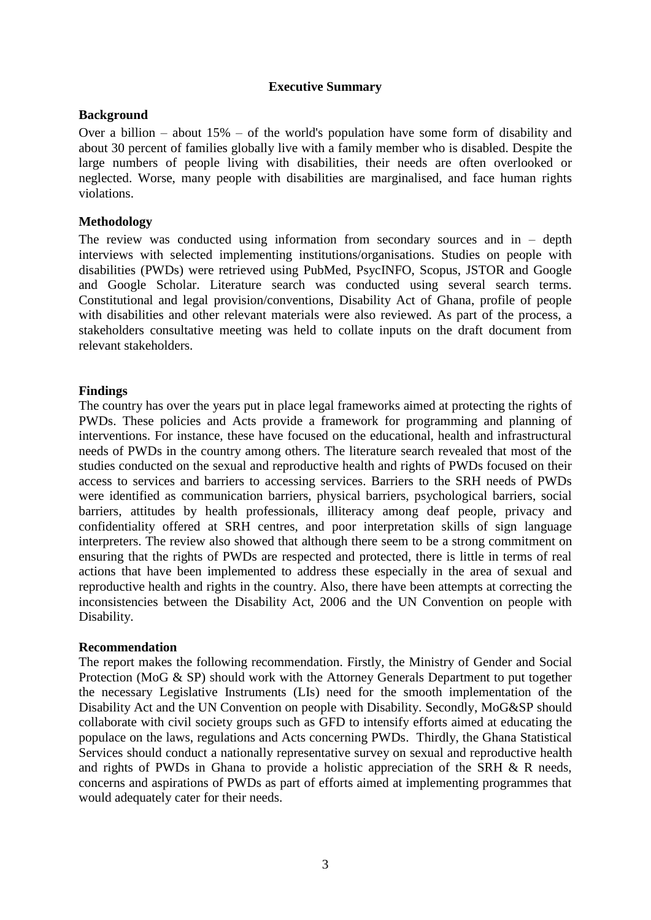# Executive Summary

## Background

Over a billion – about 15% – of the world's population have some form of disability and about 30 percent of families globally live with a family member who is disabled. Despite the large numbers of people living with disabilities, their needs are often overlooked or neglected. Worse, many people with disabilities are marginalised, and face human rights violations.

## Methodology

The review was conducted using information from secondary sources and in – depth interviews with selected implementing institutions/organisations. Studies on people with disabilities (PWDs) were retrieved using PubMed, PsycINFO, Scopus, JSTOR and Google and Google Scholar. Literature search was conducted using several search terms. Constitutional and legal provision/conventions, Disability Act of Ghana, profile of people with disabilities and other relevant materials were also reviewed. As part of the process, a stakeholders consultative meeting was held to collate inputs on the draft document from relevant stakeholders.

## Findings

The country has over the years put in place legal frameworks aimed at protecting the rights of PWDs. These policies and Acts provide a framework for programming and planning of interventions. For instance, these have focused on the educational, health and infrastructural needs of PWDs in the country among others. The literature search revealed that most of the studies conducted on the sexual and reproductive health and rights of PWDs focused on their access to services and barriers to accessing services. Barriers to the SRH needs of PWDs were identified as communication barriers, physical barriers, psychological barriers, social barriers, attitudes by health professionals, illiteracy among deaf people, privacy and confidentiality offered at SRH centres, and poor interpretation skills of sign language interpreters. The review also showed that although there seem to be a strong commitment on ensuring that the rights of PWDs are respected and protected, there is little in terms of real actions that have been implemented to address these especially in the area of sexual and reproductive health and rights in the country. Also, there have been attempts at correcting the inconsistencies between the Disability Act, 2006 and the UN Convention on people with Disability.

## Recommendation

The report makes the following recommendation. Firstly, the Ministry of Gender and Social Protection (MoG & SP) should work with the Attorney Generals Department to put together the necessary Legislative Instruments (LIs) need for the smooth implementation of the Disability Act and the UN Convention on people with Disability. Secondly, MoG&SP should collaborate with civil society groups such as GFD to intensify efforts aimed at educating the populace on the laws, regulations and Acts concerning PWDs. Thirdly, the Ghana Statistical Services should conduct a nationally representative survey on sexual and reproductive health and rights of PWDs in Ghana to provide a holistic appreciation of the SRH & R needs, concerns and aspirations of PWDs as part of efforts aimed at implementing programmes that would adequately cater for their needs.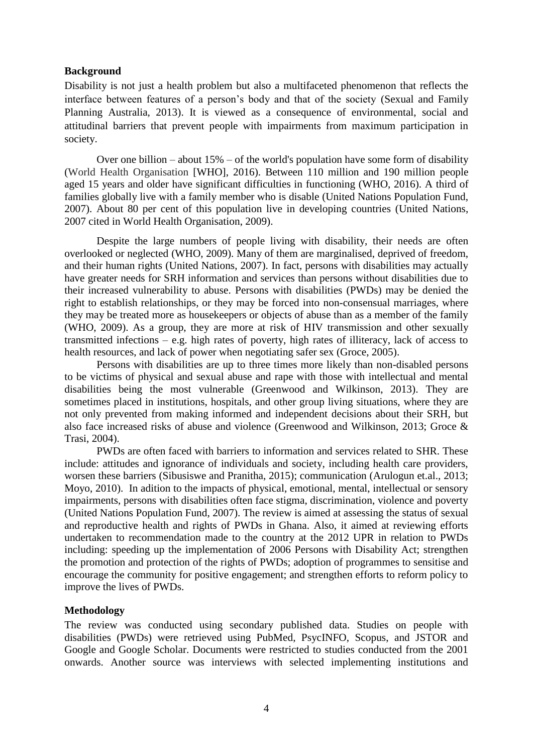## Background

Disability is not just a health problem but also a multifaceted phenomenon that reflects the interface between features of a person's body and that of the society (Sexual and Family Planning Australia, 2013). It is viewed as a consequence of environmental, social and attitudinal barriers that prevent people with impairments from maximum participation in society.

Over one billion – about 15% – of the world's population have some form of disability (World Health Organisation [WHO], 2016). Between 110 million and 190 million people aged 15 years and older have significant difficulties in functioning (WHO, 2016). A third of families globally live with a family member who is disable (United Nations Population Fund, 2007). About 80 per cent of this population live in developing countries (United Nations, 2007 cited in World Health Organisation, 2009).

Despite the large numbers of people living with disability, their needs are often overlooked or neglected (WHO, 2009). Many of them are marginalised, deprived of freedom, and their human rights (United Nations, 2007). In fact, persons with disabilities may actually have greater needs for SRH information and services than persons without disabilities due to their increased vulnerability to abuse. Persons with disabilities (PWDs) may be denied the right to establish relationships, or they may be forced into non-consensual marriages, where they may be treated more as housekeepers or objects of abuse than as a member of the family (WHO, 2009). As a group, they are more at risk of HIV transmission and other sexually transmitted infections – e.g. high rates of poverty, high rates of illiteracy, lack of access to health resources, and lack of power when negotiating safer sex (Groce, 2005).

Persons with disabilities are up to three times more likely than non-disabled persons to be victims of physical and sexual abuse and rape with those with intellectual and mental disabilities being the most vulnerable (Greenwood and Wilkinson, 2013). They are sometimes placed in institutions, hospitals, and other group living situations, where they are not only prevented from making informed and independent decisions about their SRH, but also face increased risks of abuse and violence (Greenwood and Wilkinson, 2013; Groce & Trasi, 2004).

PWDs are often faced with barriers to information and services related to SHR. These include: attitudes and ignorance of individuals and society, including health care providers, worsen these barriers (Sibusiswe and Pranitha, 2015); communication (Arulogun et.al., 2013; Moyo, 2010). In adition to the impacts of physical, emotional, mental, intellectual or sensory impairments, persons with disabilities often face stigma, discrimination, violence and poverty (United Nations Population Fund, 2007). The review is aimed at assessing the status of sexual and reproductive health and rights of PWDs in Ghana. Also, it aimed at reviewing efforts undertaken to recommendation made to the country at the 2012 UPR in relation to PWDs including: speeding up the implementation of 2006 Persons with Disability Act; strengthen the promotion and protection of the rights of PWDs; adoption of programmes to sensitise and encourage the community for positive engagement; and strengthen efforts to reform policy to improve the lives of PWDs.

## Methodology

The review was conducted using secondary published data. Studies on people with disabilities (PWDs) were retrieved using PubMed, PsycINFO, Scopus, and JSTOR and Google and Google Scholar. Documents were restricted to studies conducted from the 2001 onwards. Another source was interviews with selected implementing institutions and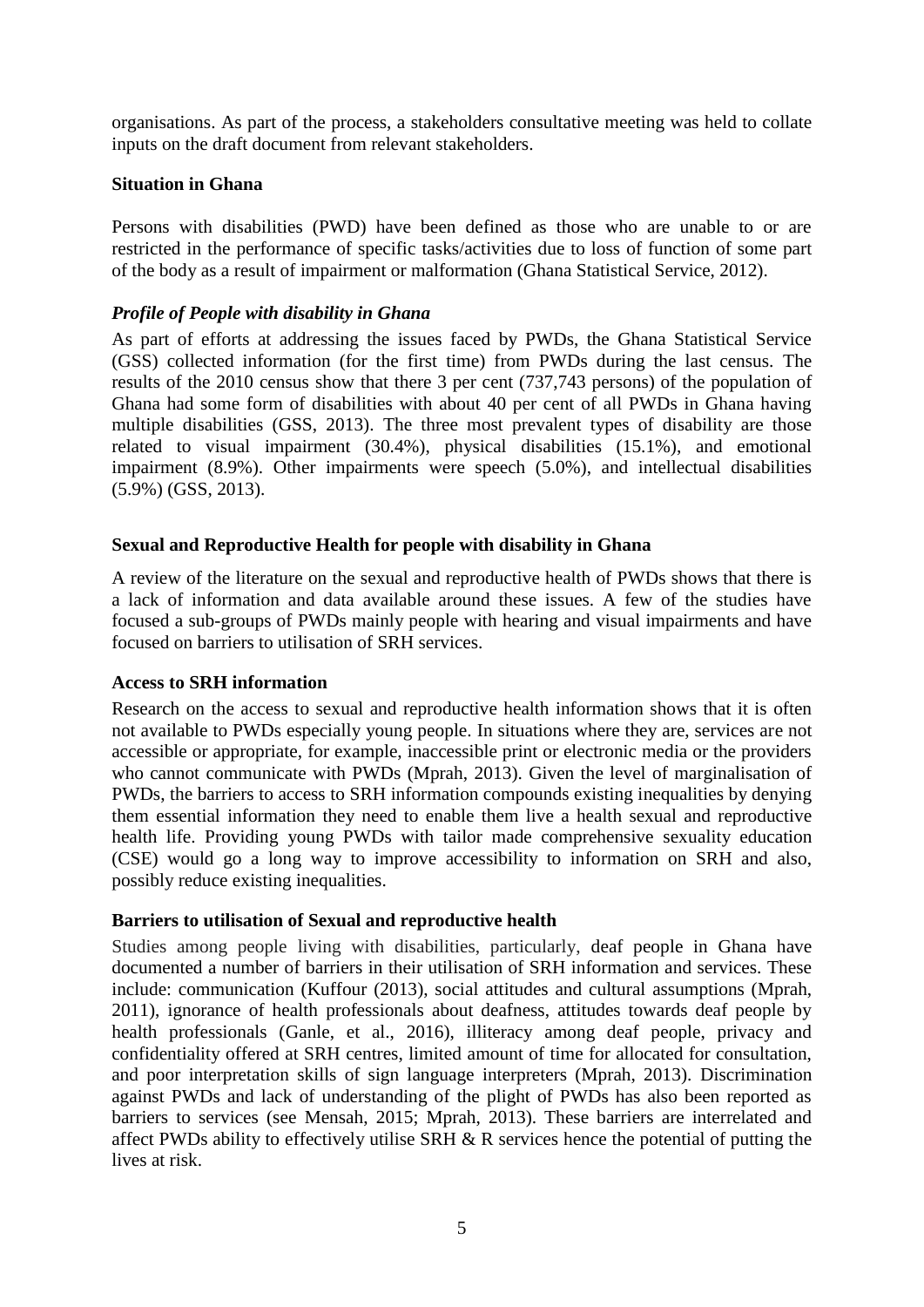organisations. As part of the process, a stakeholders consultative meeting was held to collate inputs on the draft document from relevant stakeholders.

**Situation in Ghana**

Persons with disabilities (PWD) have been defined as those who are unable to or are restricted in the performance of specific tasks/activities due to loss of function of some part of the body as a result of impairment or malformation (Ghana Statistical Service, 2012).

***Profile of People with disability in Ghana***

As part of efforts at addressing the issues faced by PWDs, the Ghana Statistical Service (GSS) collected information (for the first time) from PWDs during the last census. The results of the 2010 census show that there 3 per cent (737,743 persons) of the population of Ghana had some form of disabilities with about 40 per cent of all PWDs in Ghana having multiple disabilities (GSS, 2013). The three most prevalent types of disability are those related to visual impairment (30.4%), physical disabilities (15.1%), and emotional impairment (8.9%). Other impairments were speech (5.0%), and intellectual disabilities (5.9%) (GSS, 2013).

**Sexual and Reproductive Health for people with disability in Ghana**

A review of the literature on the sexual and reproductive health of PWDs shows that there is a lack of information and data available around these issues. A few of the studies have focused a sub-groups of PWDs mainly people with hearing and visual impairments and have focused on barriers to utilisation of SRH services.

**Access to SRH information**

Research on the access to sexual and reproductive health information shows that it is often not available to PWDs especially young people. In situations where they are, services are not accessible or appropriate, for example, inaccessible print or electronic media or the providers who cannot communicate with PWDs (Mprah, 2013). Given the level of marginalisation of PWDs, the barriers to access to SRH information compounds existing inequalities by denying them essential information they need to enable them live a health sexual and reproductive health life. Providing young PWDs with tailor made comprehensive sexuality education (CSE) would go a long way to improve accessibility to information on SRH and also, possibly reduce existing inequalities.

**Barriers to utilisation of Sexual and reproductive health**

Studies among people living with disabilities, particularly, deaf people in Ghana have documented a number of barriers in their utilisation of SRH information and services. These include: communication (Kuffour (2013), social attitudes and cultural assumptions (Mprah, 2011), ignorance of health professionals about deafness, attitudes towards deaf people by health professionals (Ganle, et al., 2016), illiteracy among deaf people, privacy and confidentiality offered at SRH centres, limited amount of time for allocated for consultation, and poor interpretation skills of sign language interpreters (Mprah, 2013). Discrimination against PWDs and lack of understanding of the plight of PWDs has also been reported as barriers to services (see Mensah, 2015; Mprah, 2013). These barriers are interrelated and affect PWDs ability to effectively utilise SRH & R services hence the potential of putting the lives at risk.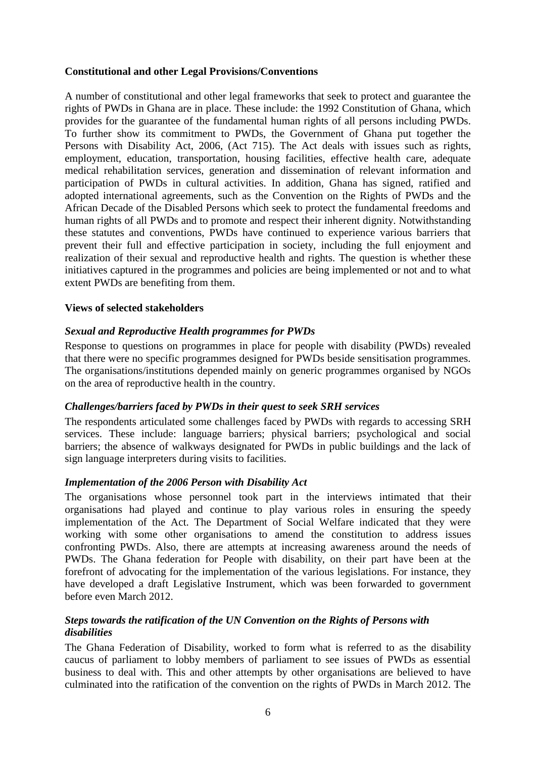**Constitutional and other Legal Provisions/Conventions**

A number of constitutional and other legal frameworks that seek to protect and guarantee the rights of PWDs in Ghana are in place. These include: the 1992 Constitution of Ghana, which provides for the guarantee of the fundamental human rights of all persons including PWDs. To further show its commitment to PWDs, the Government of Ghana put together the Persons with Disability Act, 2006, (Act 715). The Act deals with issues such as rights, employment, education, transportation, housing facilities, effective health care, adequate medical rehabilitation services, generation and dissemination of relevant information and participation of PWDs in cultural activities. In addition, Ghana has signed, ratified and adopted international agreements, such as the Convention on the Rights of PWDs and the African Decade of the Disabled Persons which seek to protect the fundamental freedoms and human rights of all PWDs and to promote and respect their inherent dignity. Notwithstanding these statutes and conventions, PWDs have continued to experience various barriers that prevent their full and effective participation in society, including the full enjoyment and realization of their sexual and reproductive health and rights. The question is whether these initiatives captured in the programmes and policies are being implemented or not and to what extent PWDs are benefiting from them.

**Views of selected stakeholders**

***Sexual and Reproductive Health programmes for PWDs***

Response to questions on programmes in place for people with disability (PWDs) revealed that there were no specific programmes designed for PWDs beside sensitisation programmes. The organisations/institutions depended mainly on generic programmes organised by NGOs on the area of reproductive health in the country.

***Challenges/barriers faced by PWDs in their quest to seek SRH services***

The respondents articulated some challenges faced by PWDs with regards to accessing SRH services. These include: language barriers; physical barriers; psychological and social barriers; the absence of walkways designated for PWDs in public buildings and the lack of sign language interpreters during visits to facilities.

***Implementation of the 2006 Person with Disability Act***

The organisations whose personnel took part in the interviews intimated that their organisations had played and continue to play various roles in ensuring the speedy implementation of the Act. The Department of Social Welfare indicated that they were working with some other organisations to amend the constitution to address issues confronting PWDs. Also, there are attempts at increasing awareness around the needs of PWDs. The Ghana federation for People with disability, on their part have been at the forefront of advocating for the implementation of the various legislations. For instance, they have developed a draft Legislative Instrument, which was been forwarded to government before even March 2012.

***Steps towards the ratification of the UN Convention on the Rights of Persons with disabilities***

The Ghana Federation of Disability, worked to form what is referred to as the disability caucus of parliament to lobby members of parliament to see issues of PWDs as essential business to deal with. This and other attempts by other organisations are believed to have culminated into the ratification of the convention on the rights of PWDs in March 2012. The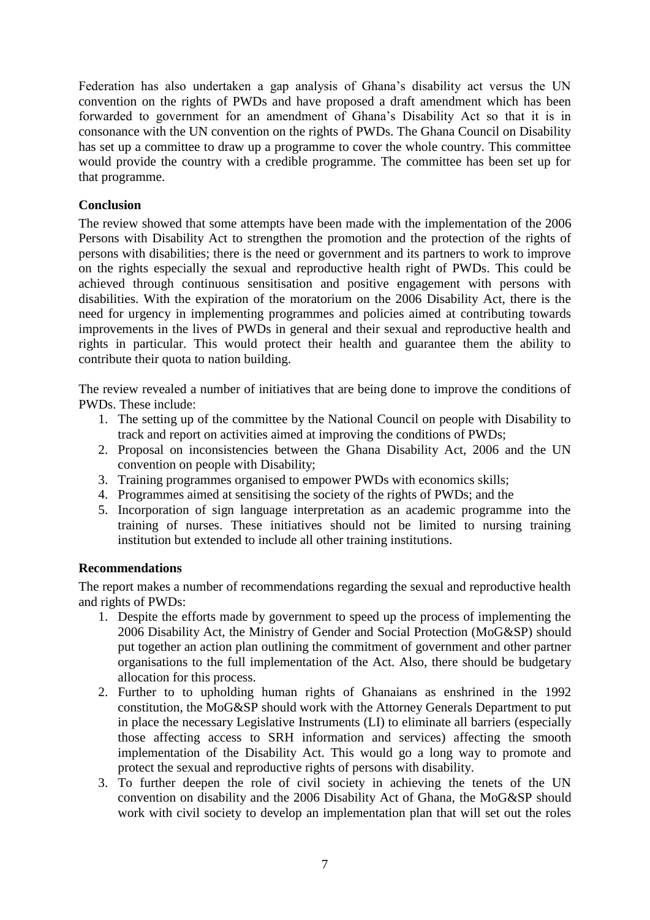Federation has also undertaken a gap analysis of Ghana's disability act versus the UN convention on the rights of PWDs and have proposed a draft amendment which has been forwarded to government for an amendment of Ghana's Disability Act so that it is in consonance with the UN convention on the rights of PWDs. The Ghana Council on Disability has set up a committee to draw up a programme to cover the whole country. This committee would provide the country with a credible programme. The committee has been set up for that programme.

**Conclusion**

The review showed that some attempts have been made with the implementation of the 2006 Persons with Disability Act to strengthen the promotion and the protection of the rights of persons with disabilities; there is the need or government and its partners to work to improve on the rights especially the sexual and reproductive health right of PWDs. This could be achieved through continuous sensitisation and positive engagement with persons with disabilities. With the expiration of the moratorium on the 2006 Disability Act, there is the need for urgency in implementing programmes and policies aimed at contributing towards improvements in the lives of PWDs in general and their sexual and reproductive health and rights in particular. This would protect their health and guarantee them the ability to contribute their quota to nation building.

The review revealed a number of initiatives that are being done to improve the conditions of PWDs. These include:

1. The setting up of the committee by the National Council on people with Disability to track and report on activities aimed at improving the conditions of PWDs;
2. Proposal on inconsistencies between the Ghana Disability Act, 2006 and the UN convention on people with Disability;
3. Training programmes organised to empower PWDs with economics skills;
4. Programmes aimed at sensitising the society of the rights of PWDs; and the
5. Incorporation of sign language interpretation as an academic programme into the training of nurses. These initiatives should not be limited to nursing training institution but extended to include all other training institutions.

**Recommendations**

The report makes a number of recommendations regarding the sexual and reproductive health and rights of PWDs:

1. Despite the efforts made by government to speed up the process of implementing the 2006 Disability Act, the Ministry of Gender and Social Protection (MoG&SP) should put together an action plan outlining the commitment of government and other partner organisations to the full implementation of the Act. Also, there should be budgetary allocation for this process.
2. Further to to upholding human rights of Ghanaians as enshrined in the 1992 constitution, the MoG&SP should work with the Attorney Generals Department to put in place the necessary Legislative Instruments (LI) to eliminate all barriers (especially those affecting access to SRH information and services) affecting the smooth implementation of the Disability Act. This would go a long way to promote and protect the sexual and reproductive rights of persons with disability.
3. To further deepen the role of civil society in achieving the tenets of the UN convention on disability and the 2006 Disability Act of Ghana, the MoG&SP should work with civil society to develop an implementation plan that will set out the roles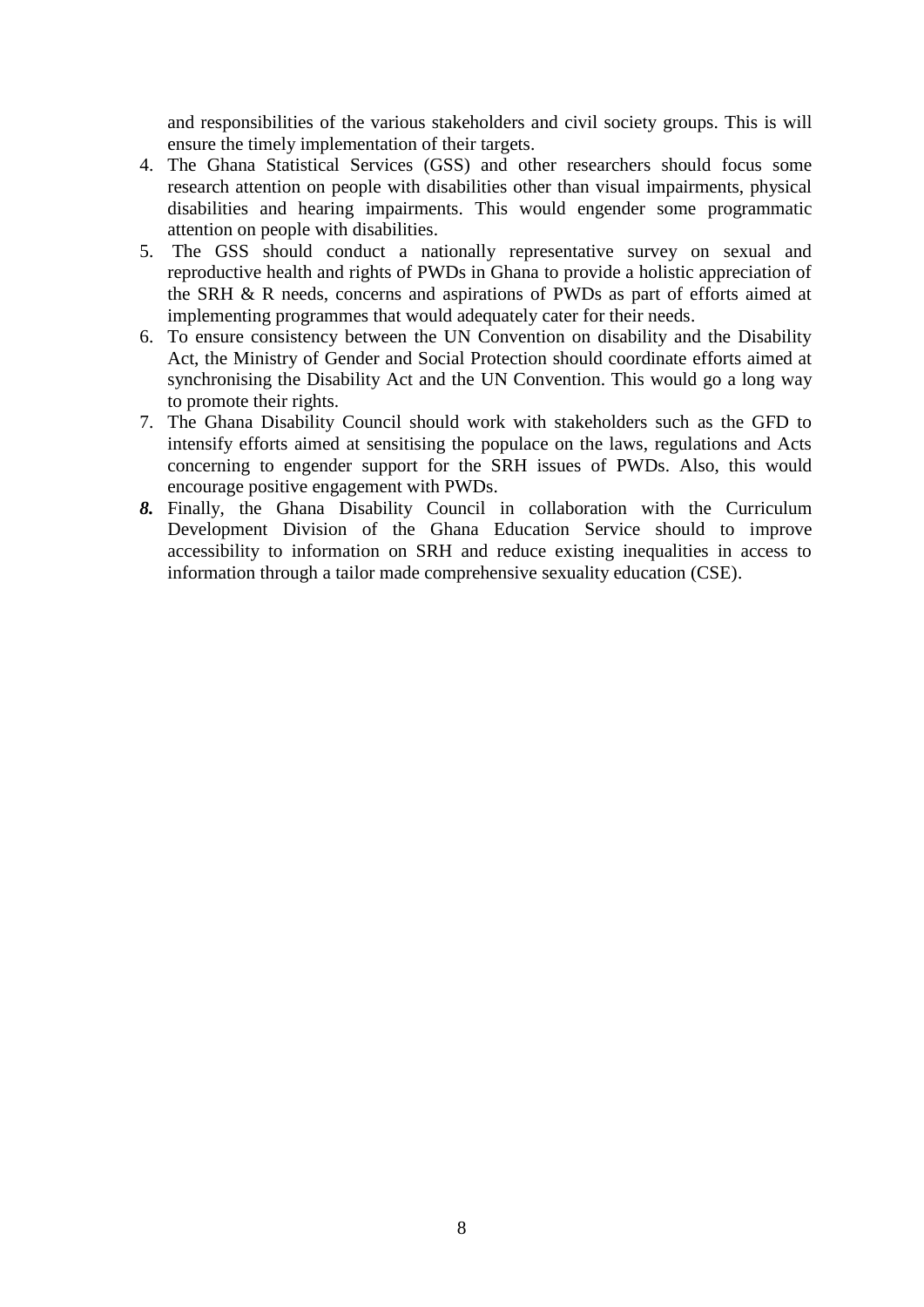and responsibilities of the various stakeholders and civil society groups. This is will ensure the timely implementation of their targets.

4. The Ghana Statistical Services (GSS) and other researchers should focus some research attention on people with disabilities other than visual impairments, physical disabilities and hearing impairments. This would engender some programmatic attention on people with disabilities.
5. The GSS should conduct a nationally representative survey on sexual and reproductive health and rights of PWDs in Ghana to provide a holistic appreciation of the SRH & R needs, concerns and aspirations of PWDs as part of efforts aimed at implementing programmes that would adequately cater for their needs.
6. To ensure consistency between the UN Convention on disability and the Disability Act, the Ministry of Gender and Social Protection should coordinate efforts aimed at synchronising the Disability Act and the UN Convention. This would go a long way to promote their rights.
7. The Ghana Disability Council should work with stakeholders such as the GFD to intensify efforts aimed at sensitising the populace on the laws, regulations and Acts concerning to engender support for the SRH issues of PWDs. Also, this would encourage positive engagement with PWDs.
8. Finally, the Ghana Disability Council in collaboration with the Curriculum Development Division of the Ghana Education Service should to improve accessibility to information on SRH and reduce existing inequalities in access to information through a tailor made comprehensive sexuality education (CSE).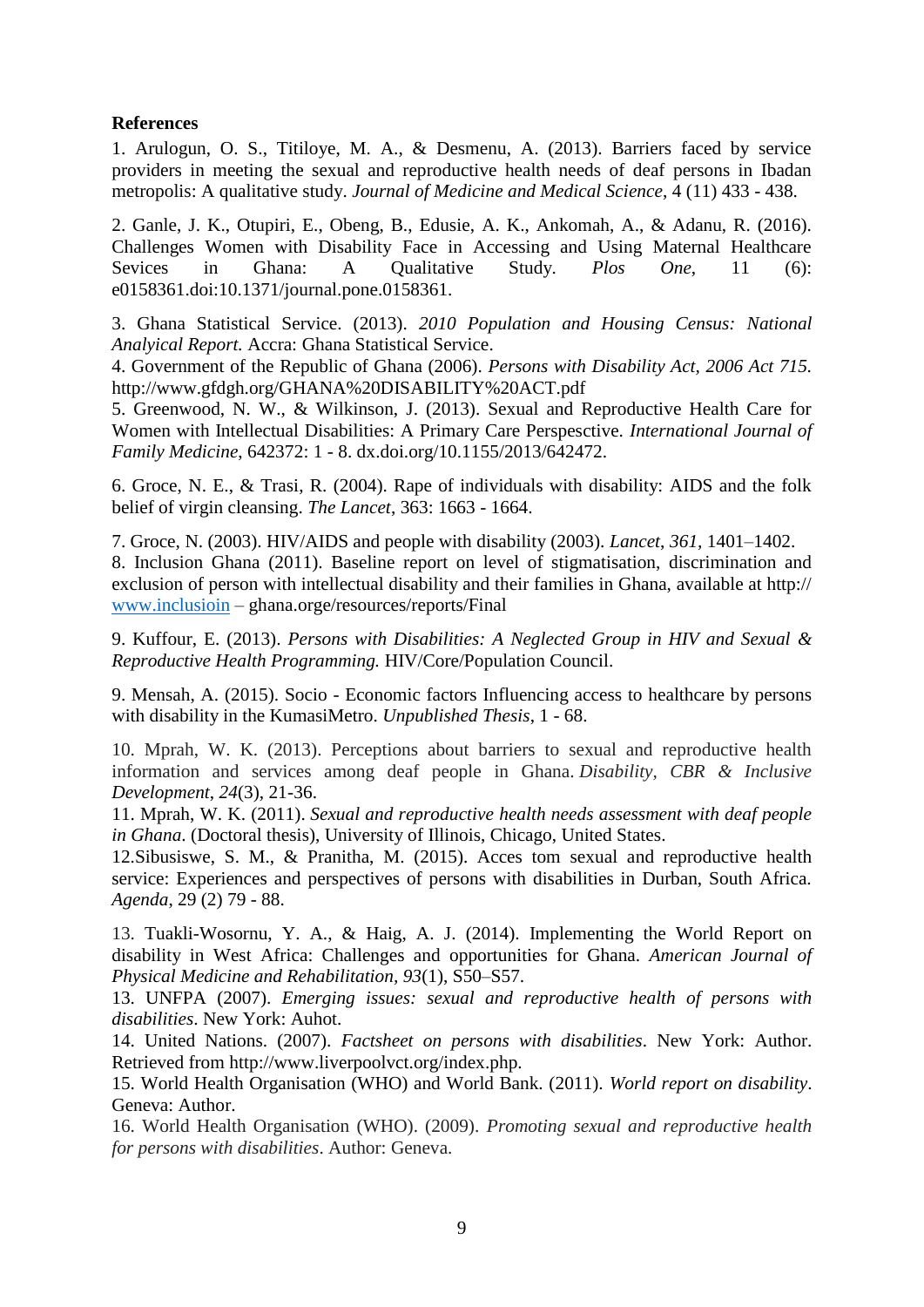**References**

1. Arulogun, O. S., Titiloye, M. A., & Desmenu, A. (2013). Barriers faced by service providers in meeting the sexual and reproductive health needs of deaf persons in Ibadan metropolis: A qualitative study. *Journal of Medicine and Medical Science*, 4 (11) 433 - 438.

2. Ganle, J. K., Otupiri, E., Obeng, B., Edusie, A. K., Ankomah, A., & Adanu, R. (2016). Challenges Women with Disability Face in Accessing and Using Maternal Healthcare Sevices in Ghana: A Qualitative Study. *Plos One*, 11 (6): e0158361.doi:10.1371/journal.pone.0158361.

3. Ghana Statistical Service. (2013). *2010 Population and Housing Census: National Analyical Report.* Accra: Ghana Statistical Service.

4. Government of the Republic of Ghana (2006). *Persons with Disability Act, 2006 Act 715.* http://www.gfdgh.org/GHANA%20DISABILITY%20ACT.pdf

5. Greenwood, N. W., & Wilkinson, J. (2013). Sexual and Reproductive Health Care for Women with Intellectual Disabilities: A Primary Care Perspesctive. *International Journal of Family Medicine*, 642372: 1 - 8. dx.doi.org/10.1155/2013/642472.

6. Groce, N. E., & Trasi, R. (2004). Rape of individuals with disability: AIDS and the folk belief of virgin cleansing. *The Lancet*, 363: 1663 - 1664.

7. Groce, N. (2003). HIV/AIDS and people with disability (2003). *Lancet*, *361*, 1401–1402.

8. Inclusion Ghana (2011). Baseline report on level of stigmatisation, discrimination and exclusion of person with intellectual disability and their families in Ghana, available at http:// www.inclusioin – ghana.orge/resources/reports/Final

9. Kuffour, E. (2013). *Persons with Disabilities: A Neglected Group in HIV and Sexual & Reproductive Health Programming.* HIV/Core/Population Council.

9. Mensah, A. (2015). Socio - Economic factors Influencing access to healthcare by persons with disability in the KumasiMetro. *Unpublished Thesis*, 1 - 68.

10. Mprah, W. K. (2013). Perceptions about barriers to sexual and reproductive health information and services among deaf people in Ghana. *Disability, CBR & Inclusive Development*, *24*(3), 21-36.

11. Mprah, W. K. (2011). *Sexual and reproductive health needs assessment with deaf people in Ghana*. (Doctoral thesis), University of Illinois, Chicago, United States.

12.Sibusiswe, S. M., & Pranitha, M. (2015). Acces tom sexual and reproductive health service: Experiences and perspectives of persons with disabilities in Durban, South Africa. *Agenda*, 29 (2) 79 - 88.

13. Tuakli-Wosornu, Y. A., & Haig, A. J. (2014). Implementing the World Report on disability in West Africa: Challenges and opportunities for Ghana. *American Journal of Physical Medicine and Rehabilitation*, *93*(1), S50–S57.

13. UNFPA (2007). *Emerging issues: sexual and reproductive health of persons with disabilities*. New York: Auhot.

14. United Nations. (2007). *Factsheet on persons with disabilities*. New York: Author. Retrieved from http://www.liverpoolvct.org/index.php.

15. World Health Organisation (WHO) and World Bank. (2011). *World report on disability*. Geneva: Author.

16. World Health Organisation (WHO). (2009). *Promoting sexual and reproductive health for persons with disabilities*. Author: Geneva.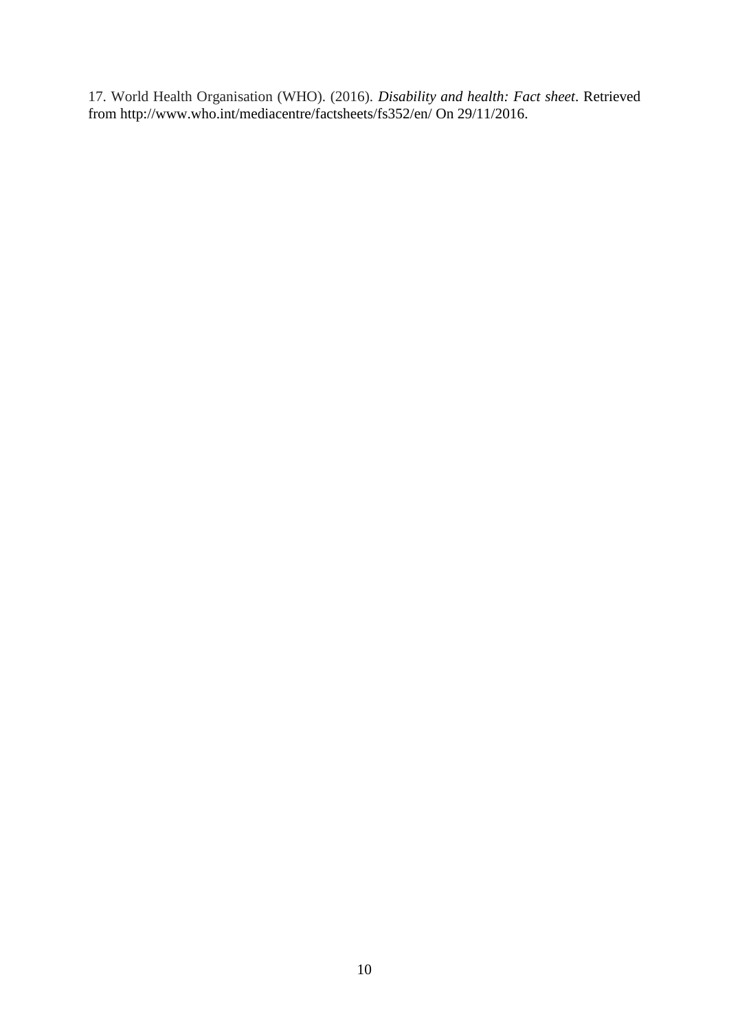17. World Health Organisation (WHO). (2016). *Disability and health: Fact sheet*. Retrieved from http://www.who.int/mediacentre/factsheets/fs352/en/ On 29/11/2016.